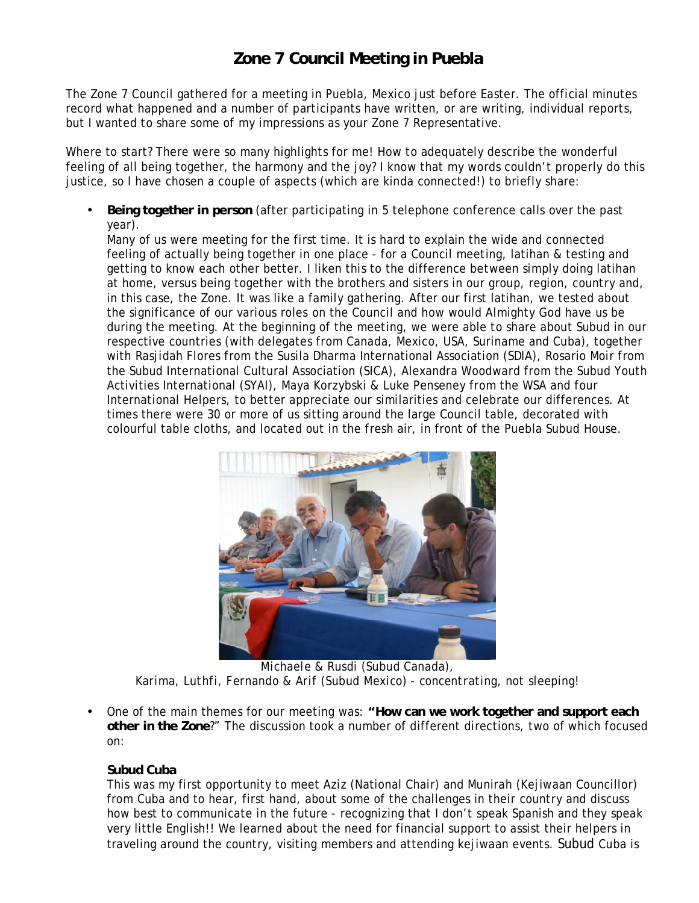# Zone 7 Council Meeting in Puebla

The Zone 7 Council gathered for a meeting in Puebla, Mexico just before Easter. The official minutes record what happened and a number of participants have written, or are writing, individual reports, but I wanted to share some of my impressions as your Zone 7 Representative.

Where to start? There were so many highlights for me! How to adequately describe the wonderful feeling of all being together, the harmony and the joy? I know that my words couldn't properly do this justice, so I have chosen a couple of aspects (which are kinda connected!) to briefly share:

- **Being together in person** (after participating in 5 telephone conference calls over the past year).
  Many of us were meeting for the first time. It is hard to explain the wide and connected feeling of actually being together in one place - for a Council meeting, latihan & testing and getting to know each other better. I liken this to the difference between simply doing latihan at home, versus being together with the brothers and sisters in our group, region, country and, in this case, the Zone. It was like a family gathering. After our first latihan, we tested about the significance of our various roles on the Council and how would Almighty God have us be during the meeting. At the beginning of the meeting, we were able to share about Subud in our respective countries (with delegates from Canada, Mexico, USA, Suriname and Cuba), together with Rasjidah Flores from the Susila Dharma International Association (SDIA), Rosario Moir from the Subud International Cultural Association (SICA), Alexandra Woodward from the Subud Youth Activities International (SYAI), Maya Korzybski & Luke Penseney from the WSA and four International Helpers, to better appreciate our similarities and celebrate our differences. At times there were 30 or more of us sitting around the large Council table, decorated with colourful table cloths, and located out in the fresh air, in front of the Puebla Subud House.

Michaele & Rusdi (Subud Canada),
Karima, Luthfi, Fernando & Arif (Subud Mexico) - concentrating, not sleeping!

- One of the main themes for our meeting was: **"How can we work together and support each other in the Zone**?" The discussion took a number of different directions, two of which focused on:

  **Subud Cuba**
  This was my first opportunity to meet Aziz (National Chair) and Munirah (Kejiwaan Councillor) from Cuba and to hear, first hand, about some of the challenges in their country and discuss how best to communicate in the future - recognizing that I don't speak Spanish and they speak very little English!! We learned about the need for financial support to assist their helpers in traveling around the country, visiting members and attending kejiwaan events. Subud Cuba is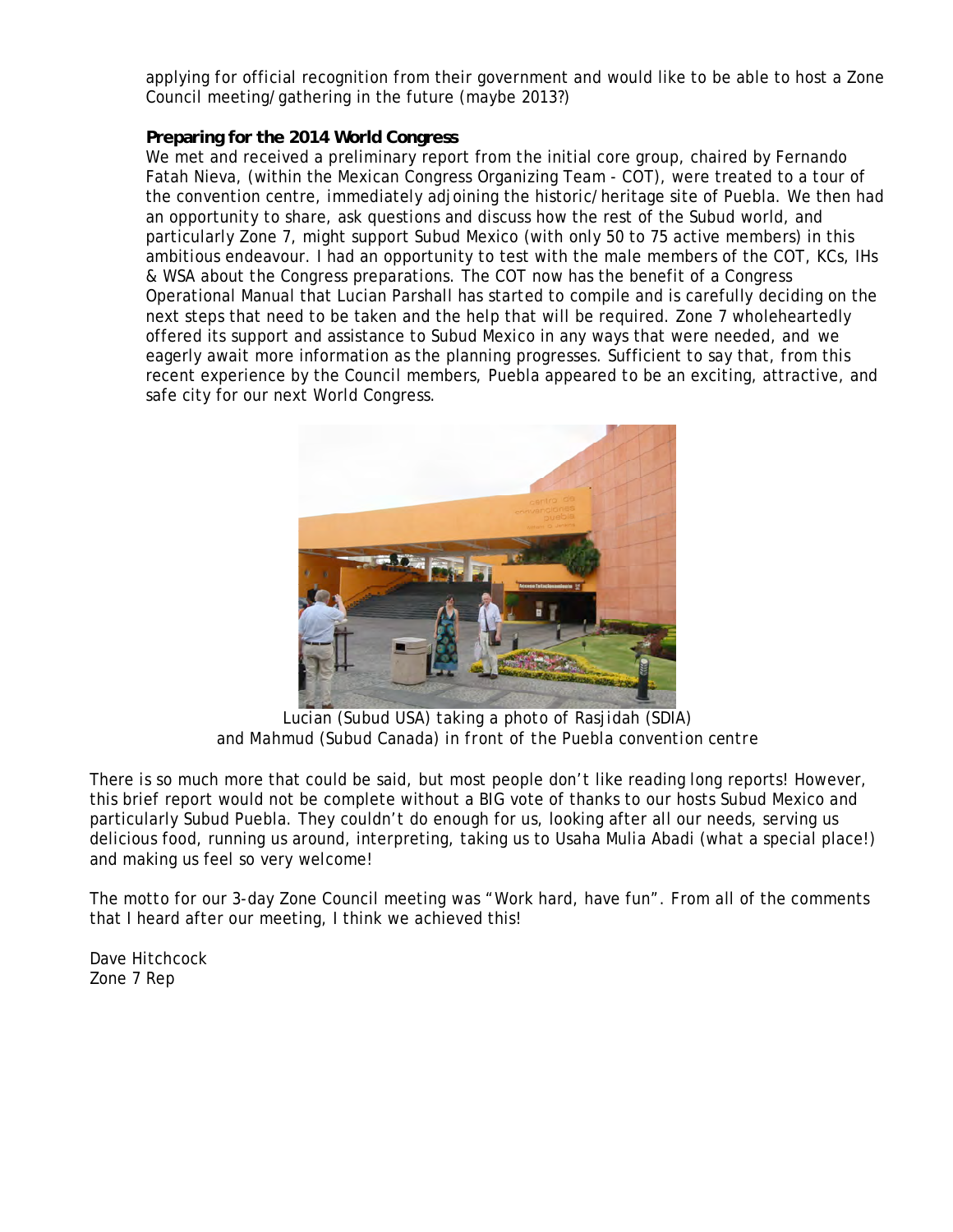applying for official recognition from their government and would like to be able to host a Zone Council meeting/gathering in the future (maybe 2013?)

**Preparing for the 2014 World Congress**

We met and received a preliminary report from the initial core group, chaired by Fernando Fatah Nieva, (within the Mexican Congress Organizing Team - COT), were treated to a tour of the convention centre, immediately adjoining the historic/heritage site of Puebla. We then had an opportunity to share, ask questions and discuss how the rest of the Subud world, and particularly Zone 7, might support Subud Mexico (with only 50 to 75 active members) in this ambitious endeavour. I had an opportunity to test with the male members of the COT, KCs, IHs & WSA about the Congress preparations. The COT now has the benefit of a Congress Operational Manual that Lucian Parshall has started to compile and is carefully deciding on the next steps that need to be taken and the help that will be required. Zone 7 wholeheartedly offered its support and assistance to Subud Mexico in any ways that were needed, and we eagerly await more information as the planning progresses. Sufficient to say that, from this recent experience by the Council members, Puebla appeared to be an exciting, attractive, and safe city for our next World Congress.

Lucian (Subud USA) taking a photo of Rasjidah (SDIA) and Mahmud (Subud Canada) in front of the Puebla convention centre

There is so much more that could be said, but most people don't like reading long reports! However, this brief report would not be complete without a BIG vote of thanks to our hosts Subud Mexico and particularly Subud Puebla. They couldn't do enough for us, looking after all our needs, serving us delicious food, running us around, interpreting, taking us to Usaha Mulia Abadi (what a special place!) and making us feel so very welcome!

The motto for our 3-day Zone Council meeting was "Work hard, have fun". From all of the comments that I heard after our meeting, I think we achieved this!

Dave Hitchcock
Zone 7 Rep